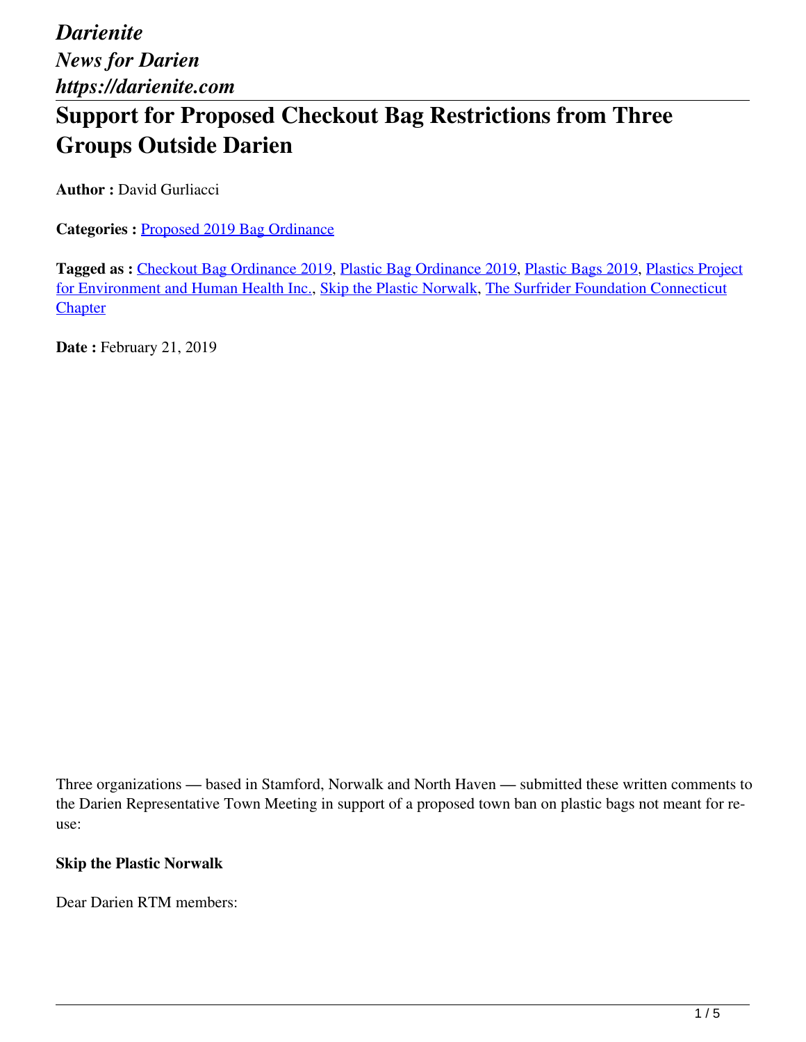*Darienite*
*News for Darien*
*https://darienite.com*

# Support for Proposed Checkout Bag Restrictions from Three Groups Outside Darien

**Author :** David Gurliacci

**Categories :** Proposed 2019 Bag Ordinance

**Tagged as :** Checkout Bag Ordinance 2019, Plastic Bag Ordinance 2019, Plastic Bags 2019, Plastics Project for Environment and Human Health Inc., Skip the Plastic Norwalk, The Surfrider Foundation Connecticut Chapter

**Date :** February 21, 2019

Three organizations — based in Stamford, Norwalk and North Haven — submitted these written comments to the Darien Representative Town Meeting in support of a proposed town ban on plastic bags not meant for re-use:

**Skip the Plastic Norwalk**

Dear Darien RTM members: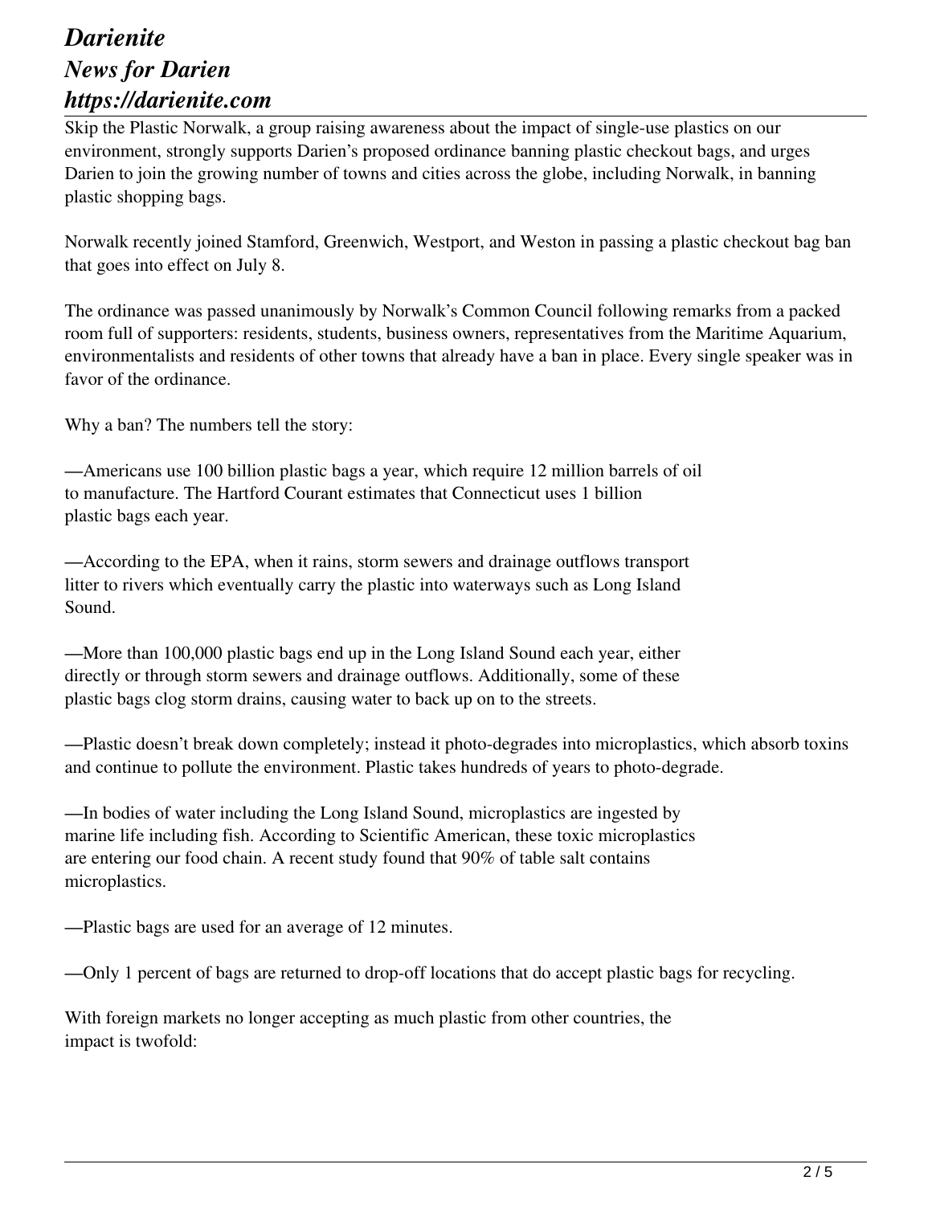Skip the Plastic Norwalk, a group raising awareness about the impact of single-use plastics on our environment, strongly supports Darien's proposed ordinance banning plastic checkout bags, and urges Darien to join the growing number of towns and cities across the globe, including Norwalk, in banning plastic shopping bags.

Norwalk recently joined Stamford, Greenwich, Westport, and Weston in passing a plastic checkout bag ban that goes into effect on July 8.

The ordinance was passed unanimously by Norwalk's Common Council following remarks from a packed room full of supporters: residents, students, business owners, representatives from the Maritime Aquarium, environmentalists and residents of other towns that already have a ban in place. Every single speaker was in favor of the ordinance.

Why a ban? The numbers tell the story:

—Americans use 100 billion plastic bags a year, which require 12 million barrels of oil to manufacture. The Hartford Courant estimates that Connecticut uses 1 billion plastic bags each year.

—According to the EPA, when it rains, storm sewers and drainage outflows transport litter to rivers which eventually carry the plastic into waterways such as Long Island Sound.

—More than 100,000 plastic bags end up in the Long Island Sound each year, either directly or through storm sewers and drainage outflows. Additionally, some of these plastic bags clog storm drains, causing water to back up on to the streets.

—Plastic doesn't break down completely; instead it photo-degrades into microplastics, which absorb toxins and continue to pollute the environment. Plastic takes hundreds of years to photo-degrade.

—In bodies of water including the Long Island Sound, microplastics are ingested by marine life including fish. According to Scientific American, these toxic microplastics are entering our food chain. A recent study found that 90% of table salt contains microplastics.

—Plastic bags are used for an average of 12 minutes.

—Only 1 percent of bags are returned to drop-off locations that do accept plastic bags for recycling.

With foreign markets no longer accepting as much plastic from other countries, the impact is twofold: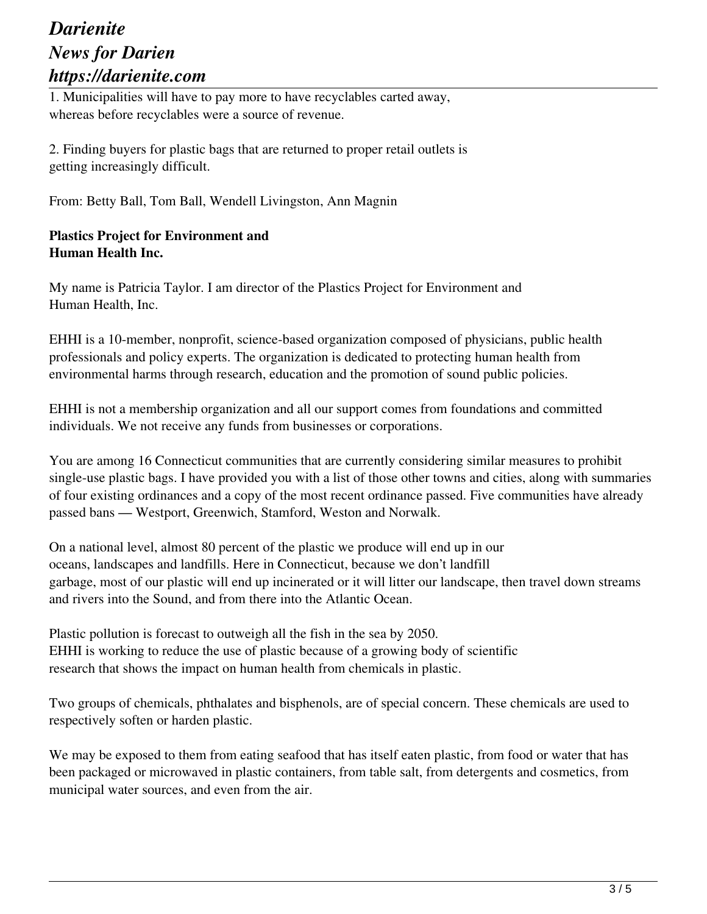1. Municipalities will have to pay more to have recyclables carted away, whereas before recyclables were a source of revenue.

2. Finding buyers for plastic bags that are returned to proper retail outlets is getting increasingly difficult.

From: Betty Ball, Tom Ball, Wendell Livingston, Ann Magnin

**Plastics Project for Environment and Human Health Inc.**

My name is Patricia Taylor. I am director of the Plastics Project for Environment and Human Health, Inc.

EHHI is a 10-member, nonprofit, science-based organization composed of physicians, public health professionals and policy experts. The organization is dedicated to protecting human health from environmental harms through research, education and the promotion of sound public policies.

EHHI is not a membership organization and all our support comes from foundations and committed individuals. We not receive any funds from businesses or corporations.

You are among 16 Connecticut communities that are currently considering similar measures to prohibit single-use plastic bags. I have provided you with a list of those other towns and cities, along with summaries of four existing ordinances and a copy of the most recent ordinance passed. Five communities have already passed bans — Westport, Greenwich, Stamford, Weston and Norwalk.

On a national level, almost 80 percent of the plastic we produce will end up in our oceans, landscapes and landfills. Here in Connecticut, because we don't landfill garbage, most of our plastic will end up incinerated or it will litter our landscape, then travel down streams and rivers into the Sound, and from there into the Atlantic Ocean.

Plastic pollution is forecast to outweigh all the fish in the sea by 2050.
EHHI is working to reduce the use of plastic because of a growing body of scientific research that shows the impact on human health from chemicals in plastic.

Two groups of chemicals, phthalates and bisphenols, are of special concern. These chemicals are used to respectively soften or harden plastic.

We may be exposed to them from eating seafood that has itself eaten plastic, from food or water that has been packaged or microwaved in plastic containers, from table salt, from detergents and cosmetics, from municipal water sources, and even from the air.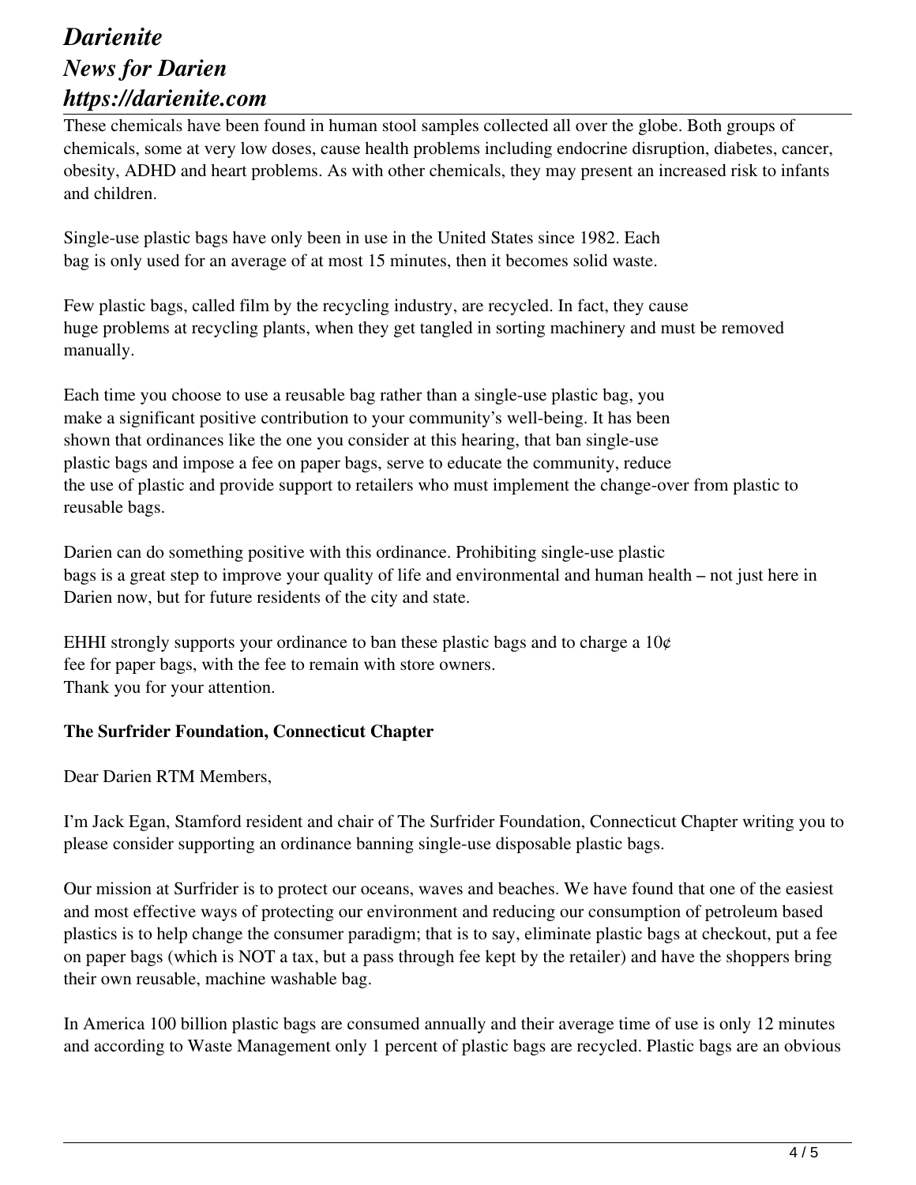These chemicals have been found in human stool samples collected all over the globe. Both groups of chemicals, some at very low doses, cause health problems including endocrine disruption, diabetes, cancer, obesity, ADHD and heart problems. As with other chemicals, they may present an increased risk to infants and children.

Single-use plastic bags have only been in use in the United States since 1982. Each bag is only used for an average of at most 15 minutes, then it becomes solid waste.

Few plastic bags, called film by the recycling industry, are recycled. In fact, they cause huge problems at recycling plants, when they get tangled in sorting machinery and must be removed manually.

Each time you choose to use a reusable bag rather than a single-use plastic bag, you make a significant positive contribution to your community's well-being. It has been shown that ordinances like the one you consider at this hearing, that ban single-use plastic bags and impose a fee on paper bags, serve to educate the community, reduce the use of plastic and provide support to retailers who must implement the change-over from plastic to reusable bags.

Darien can do something positive with this ordinance. Prohibiting single-use plastic bags is a great step to improve your quality of life and environmental and human health – not just here in Darien now, but for future residents of the city and state.

EHHI strongly supports your ordinance to ban these plastic bags and to charge a 10¢ fee for paper bags, with the fee to remain with store owners.
Thank you for your attention.

**The Surfrider Foundation, Connecticut Chapter**

Dear Darien RTM Members,

I'm Jack Egan, Stamford resident and chair of The Surfrider Foundation, Connecticut Chapter writing you to please consider supporting an ordinance banning single-use disposable plastic bags.

Our mission at Surfrider is to protect our oceans, waves and beaches. We have found that one of the easiest and most effective ways of protecting our environment and reducing our consumption of petroleum based plastics is to help change the consumer paradigm; that is to say, eliminate plastic bags at checkout, put a fee on paper bags (which is NOT a tax, but a pass through fee kept by the retailer) and have the shoppers bring their own reusable, machine washable bag.

In America 100 billion plastic bags are consumed annually and their average time of use is only 12 minutes and according to Waste Management only 1 percent of plastic bags are recycled. Plastic bags are an obvious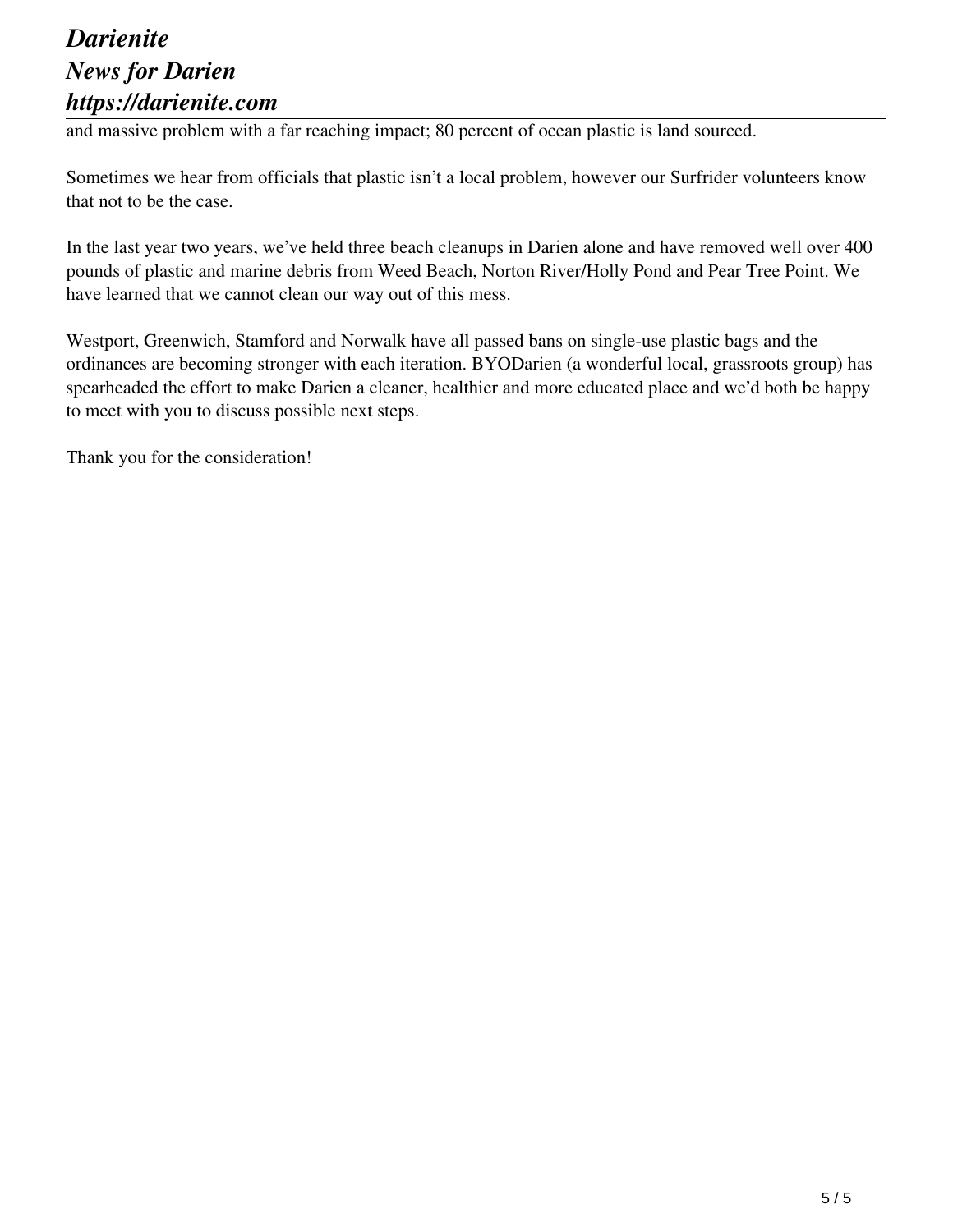and massive problem with a far reaching impact; 80 percent of ocean plastic is land sourced.

Sometimes we hear from officials that plastic isn't a local problem, however our Surfrider volunteers know that not to be the case.

In the last year two years, we've held three beach cleanups in Darien alone and have removed well over 400 pounds of plastic and marine debris from Weed Beach, Norton River/Holly Pond and Pear Tree Point. We have learned that we cannot clean our way out of this mess.

Westport, Greenwich, Stamford and Norwalk have all passed bans on single-use plastic bags and the ordinances are becoming stronger with each iteration. BYODarien (a wonderful local, grassroots group) has spearheaded the effort to make Darien a cleaner, healthier and more educated place and we'd both be happy to meet with you to discuss possible next steps.

Thank you for the consideration!